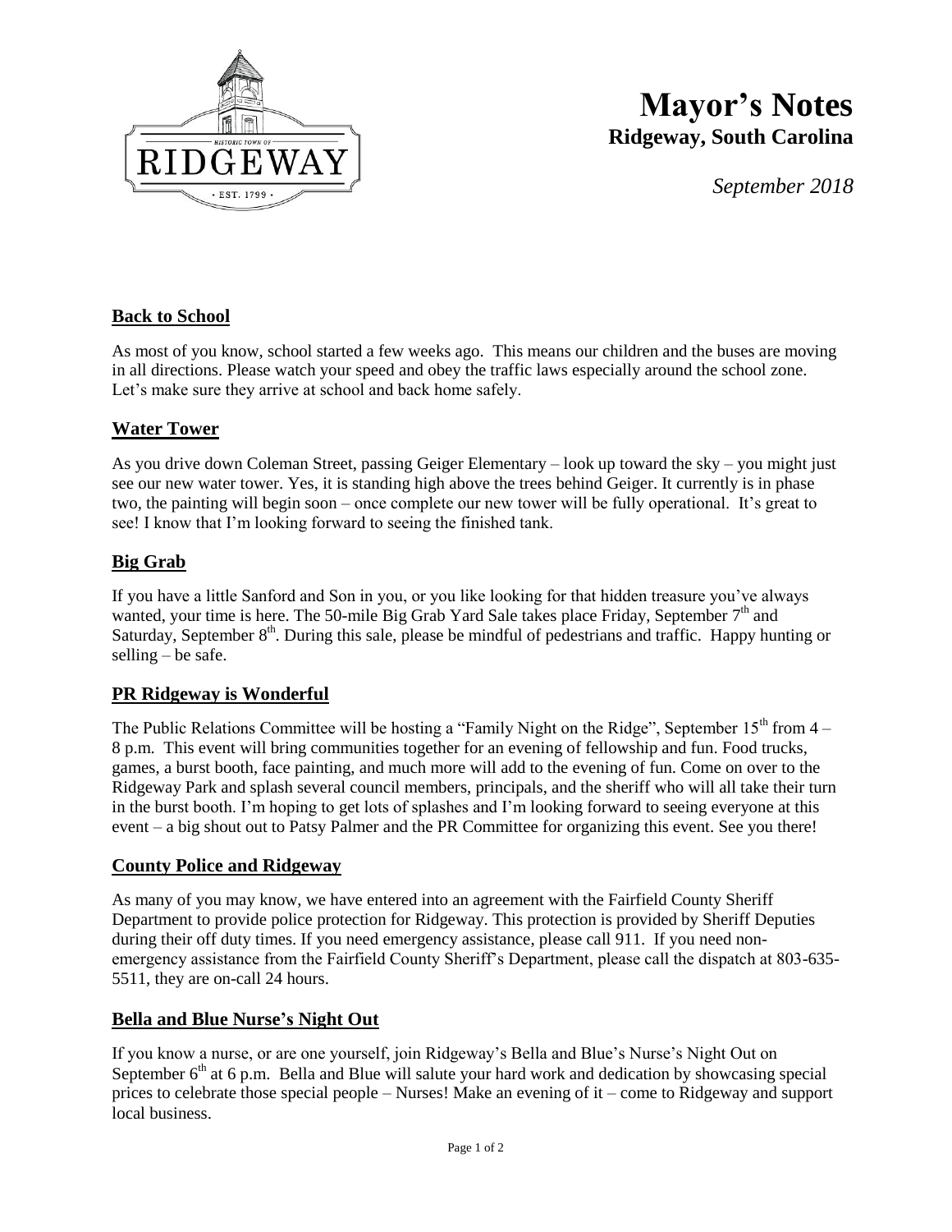# Mayor's Notes

## Ridgeway, South Carolina

*September 2018*

### Back to School

As most of you know, school started a few weeks ago. This means our children and the buses are moving in all directions. Please watch your speed and obey the traffic laws especially around the school zone. Let's make sure they arrive at school and back home safely.

### Water Tower

As you drive down Coleman Street, passing Geiger Elementary – look up toward the sky – you might just see our new water tower. Yes, it is standing high above the trees behind Geiger. It currently is in phase two, the painting will begin soon – once complete our new tower will be fully operational. It's great to see! I know that I'm looking forward to seeing the finished tank.

### Big Grab

If you have a little Sanford and Son in you, or you like looking for that hidden treasure you've always wanted, your time is here. The 50-mile Big Grab Yard Sale takes place Friday, September 7th and Saturday, September 8th. During this sale, please be mindful of pedestrians and traffic. Happy hunting or selling – be safe.

### PR Ridgeway is Wonderful

The Public Relations Committee will be hosting a "Family Night on the Ridge", September 15th from 4 – 8 p.m. This event will bring communities together for an evening of fellowship and fun. Food trucks, games, a burst booth, face painting, and much more will add to the evening of fun. Come on over to the Ridgeway Park and splash several council members, principals, and the sheriff who will all take their turn in the burst booth. I'm hoping to get lots of splashes and I'm looking forward to seeing everyone at this event – a big shout out to Patsy Palmer and the PR Committee for organizing this event. See you there!

### County Police and Ridgeway

As many of you may know, we have entered into an agreement with the Fairfield County Sheriff Department to provide police protection for Ridgeway. This protection is provided by Sheriff Deputies during their off duty times. If you need emergency assistance, please call 911. If you need non-emergency assistance from the Fairfield County Sheriff's Department, please call the dispatch at 803-635-5511, they are on-call 24 hours.

### Bella and Blue Nurse's Night Out

If you know a nurse, or are one yourself, join Ridgeway's Bella and Blue's Nurse's Night Out on September 6th at 6 p.m. Bella and Blue will salute your hard work and dedication by showcasing special prices to celebrate those special people – Nurses! Make an evening of it – come to Ridgeway and support local business.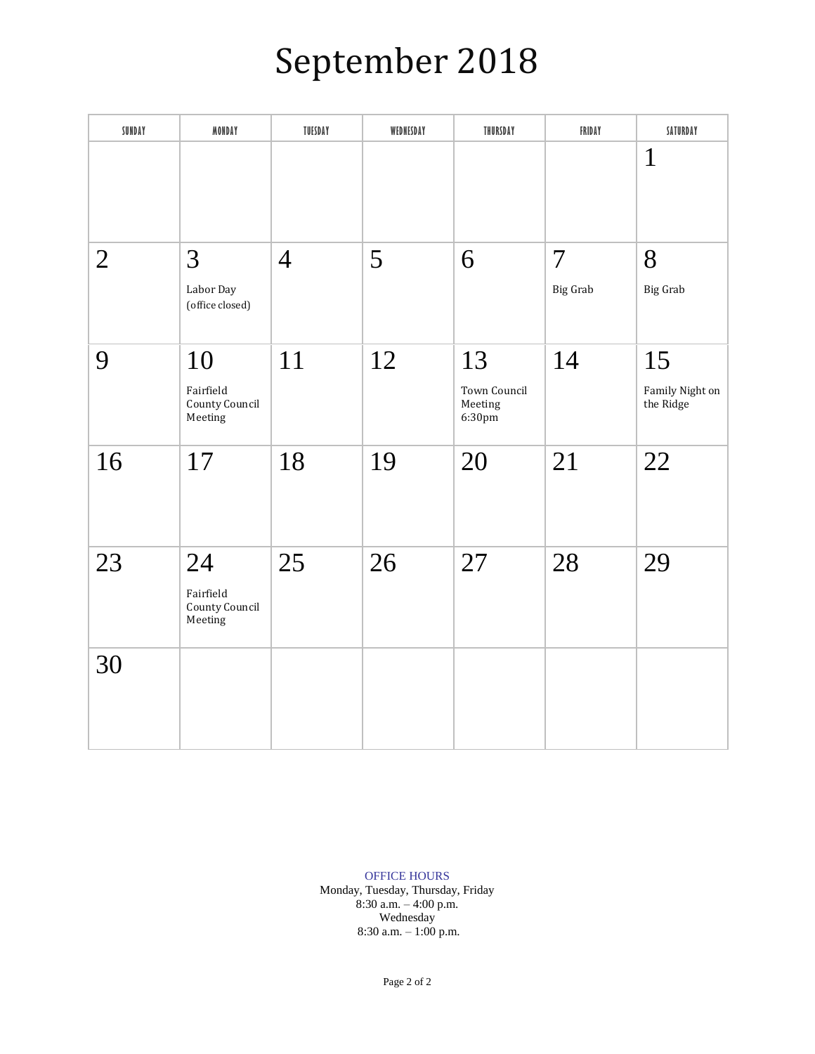# September 2018

| SUNDAY | MONDAY | TUESDAY | WEDNESDAY | THURSDAY | FRIDAY | SATURDAY |
|---|---|---|---|---|---|---|
| | | | | | | 1 |
| 2 | 3<br>Labor Day<br>(office closed) | 4 | 5 | 6 | 7<br>Big Grab | 8<br>Big Grab |
| 9 | 10<br>Fairfield County Council Meeting | 11 | 12 | 13<br>Town Council Meeting 6:30pm | 14 | 15<br>Family Night on the Ridge |
| 16 | 17 | 18 | 19 | 20 | 21 | 22 |
| 23 | 24<br>Fairfield County Council Meeting | 25 | 26 | 27 | 28 | 29 |
| 30 | | | | | | |

OFFICE HOURS
Monday, Tuesday, Thursday, Friday
8:30 a.m. – 4:00 p.m.
Wednesday
8:30 a.m. – 1:00 p.m.